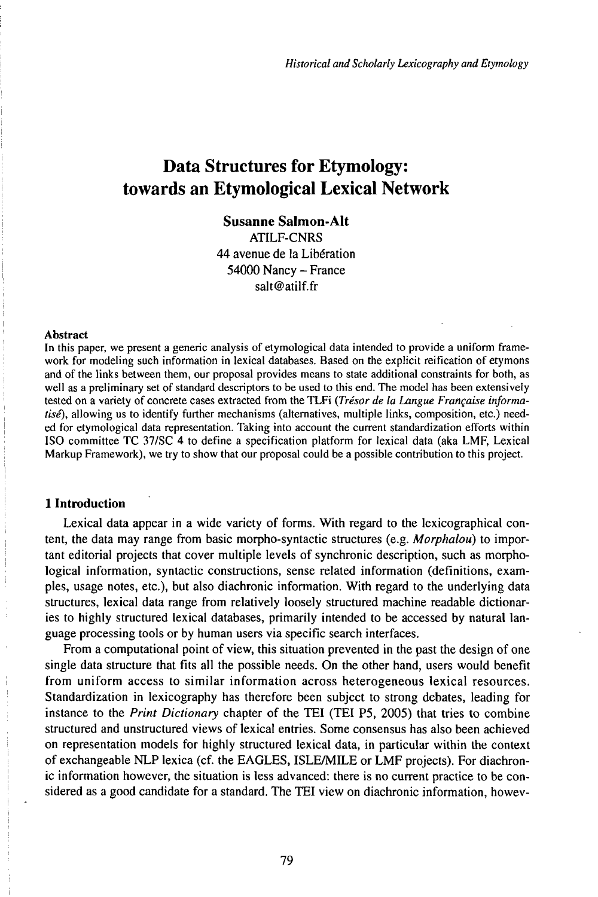# Data Structures for Etymology: towards an Etymological Lexical Network

**Susanne Salmon-Alt**
ATILF-CNRS
44 avenue de la Libération
54000 Nancy – France
salt@atilf.fr

**Abstract**

In this paper, we present a generic analysis of etymological data intended to provide a uniform framework for modeling such information in lexical databases. Based on the explicit reification of etymons and of the links between them, our proposal provides means to state additional constraints for both, as well as a preliminary set of standard descriptors to be used to this end. The model has been extensively tested on a variety of concrete cases extracted from the TLFi (*Trésor de la Langue Française informatisé*), allowing us to identify further mechanisms (alternatives, multiple links, composition, etc.) needed for etymological data representation. Taking into account the current standardization efforts within ISO committee TC 37/SC 4 to define a specification platform for lexical data (aka LMF, Lexical Markup Framework), we try to show that our proposal could be a possible contribution to this project.

## 1 Introduction

Lexical data appear in a wide variety of forms. With regard to the lexicographical content, the data may range from basic morpho-syntactic structures (e.g. *Morphalou*) to important editorial projects that cover multiple levels of synchronic description, such as morphological information, syntactic constructions, sense related information (definitions, examples, usage notes, etc.), but also diachronic information. With regard to the underlying data structures, lexical data range from relatively loosely structured machine readable dictionaries to highly structured lexical databases, primarily intended to be accessed by natural language processing tools or by human users via specific search interfaces.

From a computational point of view, this situation prevented in the past the design of one single data structure that fits all the possible needs. On the other hand, users would benefit from uniform access to similar information across heterogeneous lexical resources. Standardization in lexicography has therefore been subject to strong debates, leading for instance to the *Print Dictionary* chapter of the TEI (TEI P5, 2005) that tries to combine structured and unstructured views of lexical entries. Some consensus has also been achieved on representation models for highly structured lexical data, in particular within the context of exchangeable NLP lexica (cf. the EAGLES, ISLE/MILE or LMF projects). For diachronic information however, the situation is less advanced: there is no current practice to be considered as a good candidate for a standard. The TEI view on diachronic information, howev-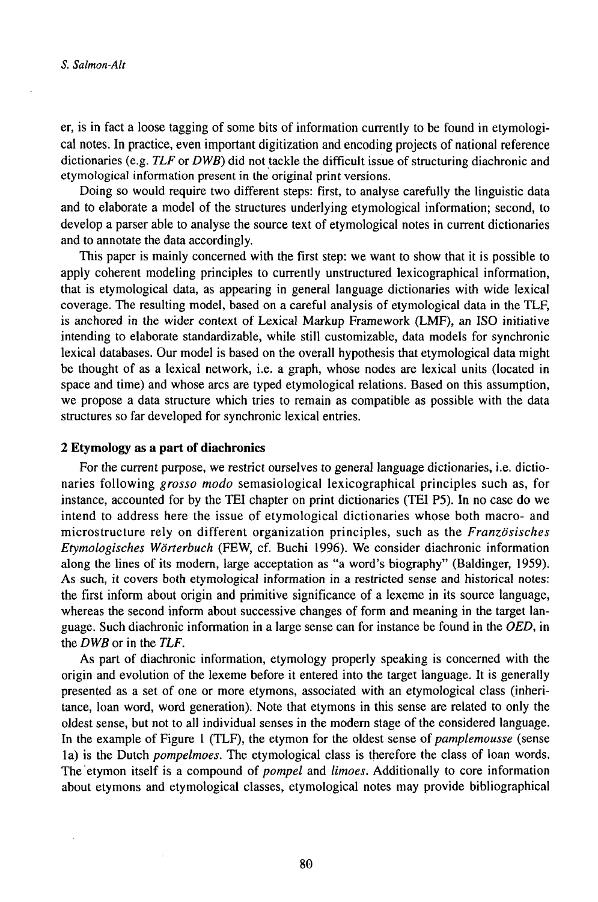er, is in fact a loose tagging of some bits of information currently to be found in etymological notes. In practice, even important digitization and encoding projects of national reference dictionaries (e.g. *TLF* or *DWB*) did not tackle the difficult issue of structuring diachronic and etymological information present in the original print versions.

Doing so would require two different steps: first, to analyse carefully the linguistic data and to elaborate a model of the structures underlying etymological information; second, to develop a parser able to analyse the source text of etymological notes in current dictionaries and to annotate the data accordingly.

This paper is mainly concerned with the first step: we want to show that it is possible to apply coherent modeling principles to currently unstructured lexicographical information, that is etymological data, as appearing in general language dictionaries with wide lexical coverage. The resulting model, based on a careful analysis of etymological data in the TLF, is anchored in the wider context of Lexical Markup Framework (LMF), an ISO initiative intending to elaborate standardizable, while still customizable, data models for synchronic lexical databases. Our model is based on the overall hypothesis that etymological data might be thought of as a lexical network, i.e. a graph, whose nodes are lexical units (located in space and time) and whose arcs are typed etymological relations. Based on this assumption, we propose a data structure which tries to remain as compatible as possible with the data structures so far developed for synchronic lexical entries.

## 2 Etymology as a part of diachronics

For the current purpose, we restrict ourselves to general language dictionaries, i.e. dictionaries following *grosso modo* semasiological lexicographical principles such as, for instance, accounted for by the TEI chapter on print dictionaries (TEI P5). In no case do we intend to address here the issue of etymological dictionaries whose both macro- and microstructure rely on different organization principles, such as the *Französisches Etymologisches Wörterbuch* (FEW, cf. Buchi 1996). We consider diachronic information along the lines of its modern, large acceptation as "a word's biography" (Baldinger, 1959). As such, it covers both etymological information in a restricted sense and historical notes: the first inform about origin and primitive significance of a lexeme in its source language, whereas the second inform about successive changes of form and meaning in the target language. Such diachronic information in a large sense can for instance be found in the *OED*, in the *DWB* or in the *TLF*.

As part of diachronic information, etymology properly speaking is concerned with the origin and evolution of the lexeme before it entered into the target language. It is generally presented as a set of one or more etymons, associated with an etymological class (inheritance, loan word, word generation). Note that etymons in this sense are related to only the oldest sense, but not to all individual senses in the modern stage of the considered language. In the example of Figure 1 (TLF), the etymon for the oldest sense of *pamplemousse* (sense 1a) is the Dutch *pompelmoes*. The etymological class is therefore the class of loan words. The etymon itself is a compound of *pompel* and *limoes*. Additionally to core information about etymons and etymological classes, etymological notes may provide bibliographical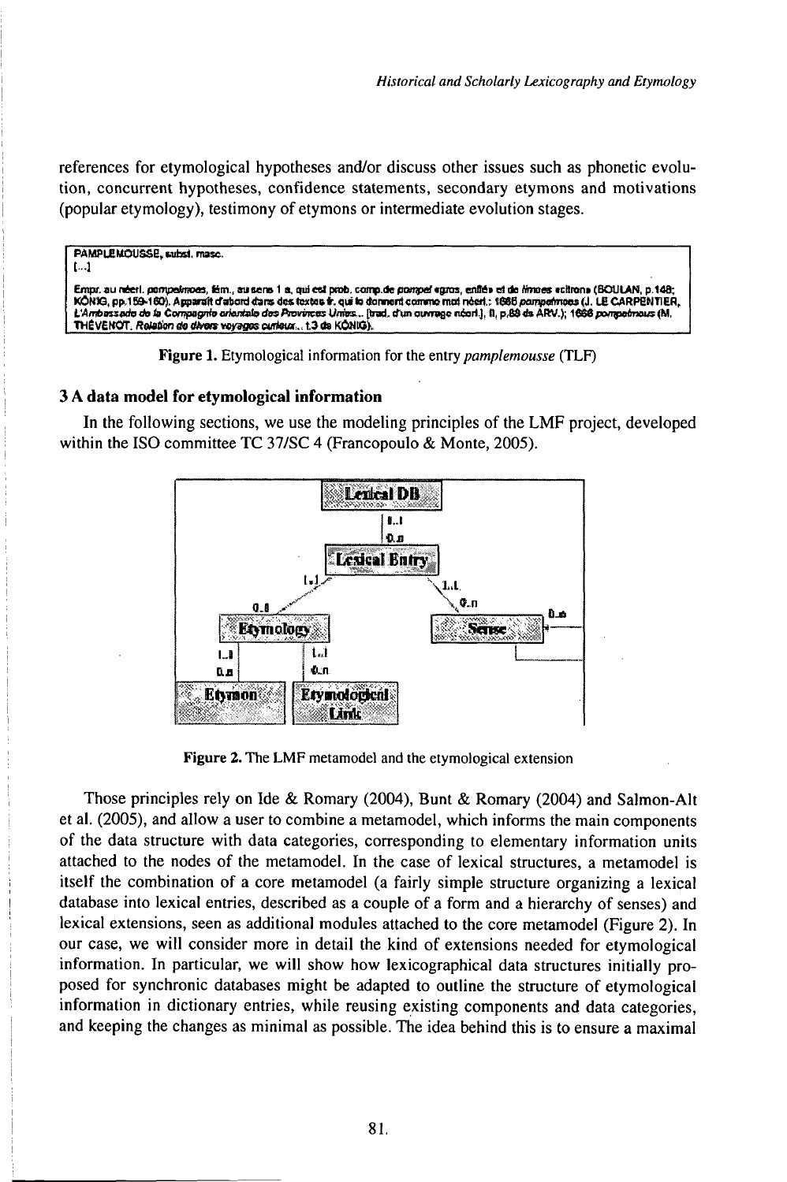references for etymological hypotheses and/or discuss other issues such as phonetic evolution, concurrent hypotheses, confidence statements, secondary etymons and motivations (popular etymology), testimony of etymons or intermediate evolution stages.

PAMPLEMOUSSE, subst. masc.
[...]
Empr. au néerl. *pompelmoes*, fém., au sens 1 a, qui est prob. comp. de *pompel* «gros, enflé» et de *limoes* «citron» (BOULAN, p.148; KÖNIG, pp.159-160). Apparaît d'abord dans des textes fr. qui le donnent comme mot néerl.: 1665 *pampelmoes* (J. LE CARPENTIER, *L'Ambassade de la Compagnie orientale des Provinces Unies*... [trad. d'un ouvrage néerl.], II, p.89 ds ARV.); 1666 *pompelmous* (M. THÉVENOT, *Relation de divers voyages curieux*... t.3 ds KÖNIG).

Figure 1. Etymological information for the entry *pamplemousse* (TLF)

## 3 A data model for etymological information

In the following sections, we use the modeling principles of the LMF project, developed within the ISO committee TC 37/SC 4 (Francopoulo & Monte, 2005).

Figure 2. The LMF metamodel and the etymological extension

Those principles rely on Ide & Romary (2004), Bunt & Romary (2004) and Salmon-Alt et al. (2005), and allow a user to combine a metamodel, which informs the main components of the data structure with data categories, corresponding to elementary information units attached to the nodes of the metamodel. In the case of lexical structures, a metamodel is itself the combination of a core metamodel (a fairly simple structure organizing a lexical database into lexical entries, described as a couple of a form and a hierarchy of senses) and lexical extensions, seen as additional modules attached to the core metamodel (Figure 2). In our case, we will consider more in detail the kind of extensions needed for etymological information. In particular, we will show how lexicographical data structures initially proposed for synchronic databases might be adapted to outline the structure of etymological information in dictionary entries, while reusing existing components and data categories, and keeping the changes as minimal as possible. The idea behind this is to ensure a maximal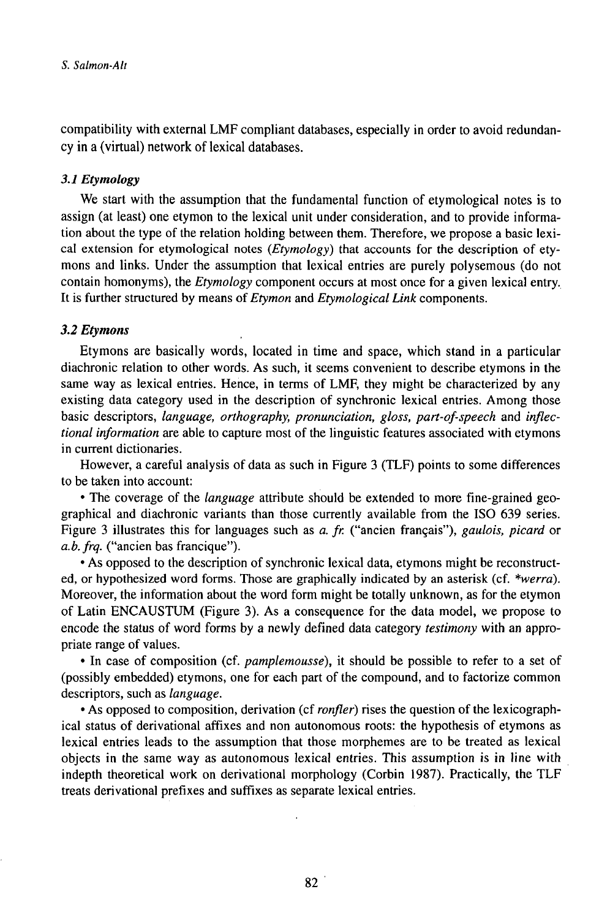compatibility with external LMF compliant databases, especially in order to avoid redundancy in a (virtual) network of lexical databases.

### *3.1 Etymology*

We start with the assumption that the fundamental function of etymological notes is to assign (at least) one etymon to the lexical unit under consideration, and to provide information about the type of the relation holding between them. Therefore, we propose a basic lexical extension for etymological notes (*Etymology*) that accounts for the description of etymons and links. Under the assumption that lexical entries are purely polysemous (do not contain homonyms), the *Etymology* component occurs at most once for a given lexical entry. It is further structured by means of *Etymon* and *Etymological Link* components.

### *3.2 Etymons*

Etymons are basically words, located in time and space, which stand in a particular diachronic relation to other words. As such, it seems convenient to describe etymons in the same way as lexical entries. Hence, in terms of LMF, they might be characterized by any existing data category used in the description of synchronic lexical entries. Among those basic descriptors, *language, orthography, pronunciation, gloss, part-of-speech* and *inflectional information* are able to capture most of the linguistic features associated with etymons in current dictionaries.

However, a careful analysis of data as such in Figure 3 (TLF) points to some differences to be taken into account:

- The coverage of the *language* attribute should be extended to more fine-grained geographical and diachronic variants than those currently available from the ISO 639 series. Figure 3 illustrates this for languages such as *a. fr.* ("ancien français"), *gaulois, picard* or *a.b. frq.* ("ancien bas francique").
- As opposed to the description of synchronic lexical data, etymons might be reconstructed, or hypothesized word forms. Those are graphically indicated by an asterisk (cf. *\*werra*). Moreover, the information about the word form might be totally unknown, as for the etymon of Latin ENCAUSTUM (Figure 3). As a consequence for the data model, we propose to encode the status of word forms by a newly defined data category *testimony* with an appropriate range of values.
- In case of composition (cf. *pamplemousse*), it should be possible to refer to a set of (possibly embedded) etymons, one for each part of the compound, and to factorize common descriptors, such as *language*.
- As opposed to composition, derivation (cf *ronfler*) rises the question of the lexicographical status of derivational affixes and non autonomous roots: the hypothesis of etymons as lexical entries leads to the assumption that those morphemes are to be treated as lexical objects in the same way as autonomous lexical entries. This assumption is in line with indepth theoretical work on derivational morphology (Corbin 1987). Practically, the TLF treats derivational prefixes and suffixes as separate lexical entries.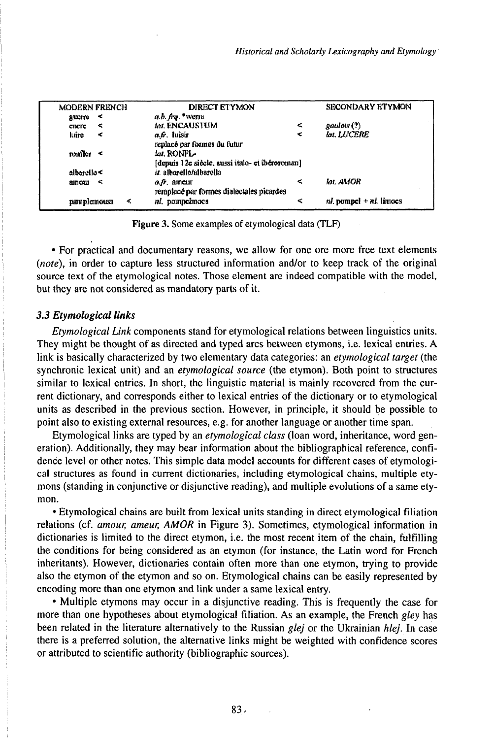| MODERN FRENCH | | DIRECT ETYMON | | SECONDARY ETYMON |
|---|---|---|---|---|
| guerre | < | *a.b. frq.* *werra | | |
| encre | < | *lat.* ENCAUSTUM | < | *gaulois* (?) |
| luire | < | *a.fr.* luisir | < | *lat. LUCERE* |
| | | remplacé par formes du futur | | |
| ronfler | < | *lat.* RONFL- | | |
| | | [depuis 12e siècle, aussi italo- et ibéroroman] | | |
| albarello | < | *it.* albarello/albarella | | |
| amour | < | *a.fr.* ameur | < | *lat. AMOR* |
| | | remplacé par formes dialectales picardes | | |
| pamplemouss | < | *nl.* pompelmoes | < | *nl.* pompel + *nl.* limoes |

**Figure 3.** Some examples of etymological data (TLF)

- For practical and documentary reasons, we allow for one ore more free text elements (*note*), in order to capture less structured information and/or to keep track of the original source text of the etymological notes. Those element are indeed compatible with the model, but they are not considered as mandatory parts of it.

### *3.3 Etymological links*

*Etymological Link* components stand for etymological relations between linguistics units. They might be thought of as directed and typed arcs between etymons, i.e. lexical entries. A link is basically characterized by two elementary data categories: an *etymological target* (the synchronic lexical unit) and an *etymological source* (the etymon). Both point to structures similar to lexical entries. In short, the linguistic material is mainly recovered from the current dictionary, and corresponds either to lexical entries of the dictionary or to etymological units as described in the previous section. However, in principle, it should be possible to point also to existing external resources, e.g. for another language or another time span.

Etymological links are typed by an *etymological class* (loan word, inheritance, word generation). Additionally, they may bear information about the bibliographical reference, confidence level or other notes. This simple data model accounts for different cases of etymological structures as found in current dictionaries, including etymological chains, multiple etymons (standing in conjunctive or disjunctive reading), and multiple evolutions of a same etymon.

- Etymological chains are built from lexical units standing in direct etymological filiation relations (cf. *amour, ameur, AMOR* in Figure 3). Sometimes, etymological information in dictionaries is limited to the direct etymon, i.e. the most recent item of the chain, fulfilling the conditions for being considered as an etymon (for instance, the Latin word for French inheritants). However, dictionaries contain often more than one etymon, trying to provide also the etymon of the etymon and so on. Etymological chains can be easily represented by encoding more than one etymon and link under a same lexical entry.

- Multiple etymons may occur in a disjunctive reading. This is frequently the case for more than one hypotheses about etymological filiation. As an example, the French *gley* has been related in the literature alternatively to the Russian *glej* or the Ukrainian *hlej*. In case there is a preferred solution, the alternative links might be weighted with confidence scores or attributed to scientific authority (bibliographic sources).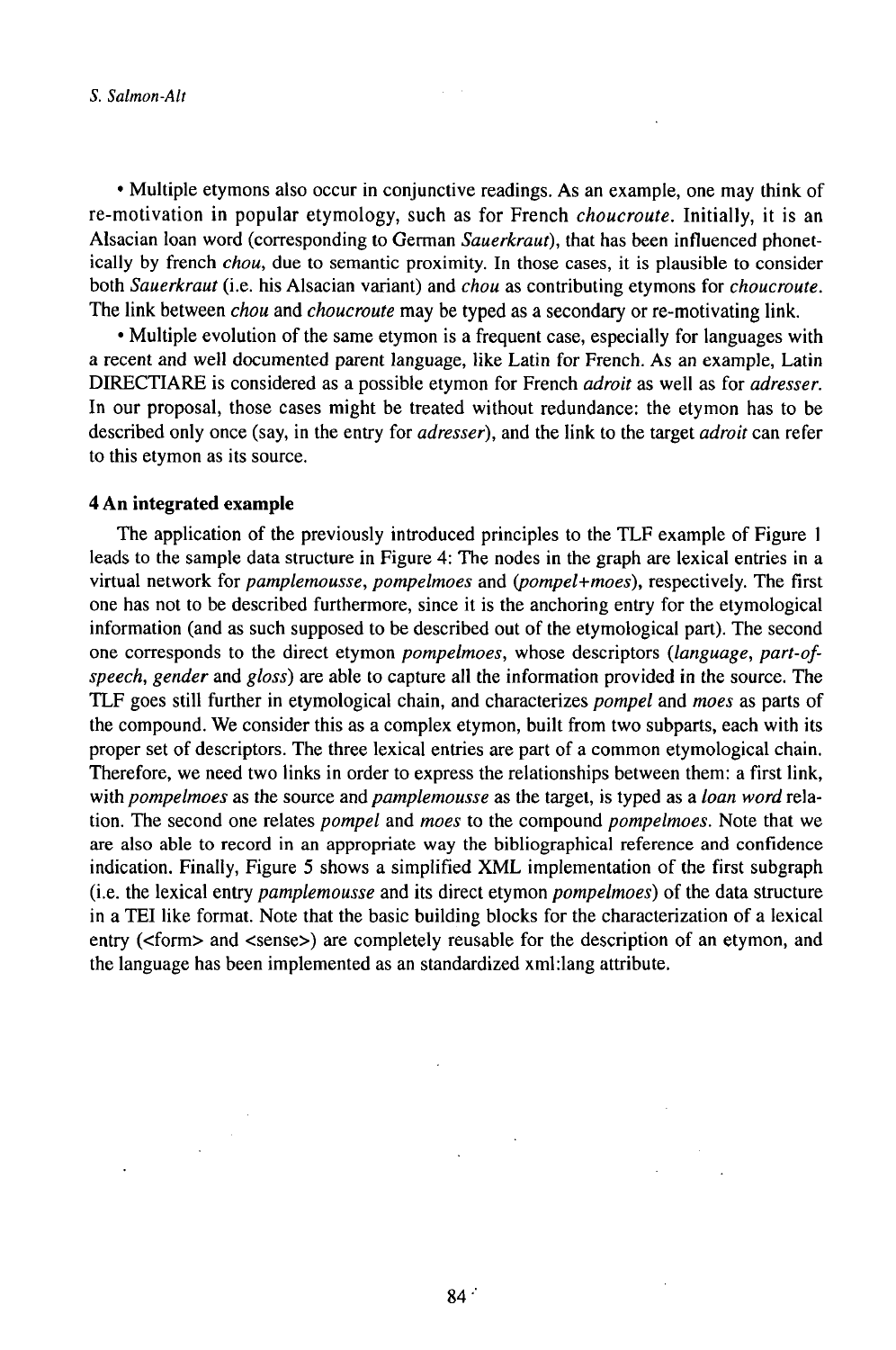• Multiple etymons also occur in conjunctive readings. As an example, one may think of re-motivation in popular etymology, such as for French *choucroute*. Initially, it is an Alsacian loan word (corresponding to German *Sauerkraut*), that has been influenced phonetically by french *chou*, due to semantic proximity. In those cases, it is plausible to consider both *Sauerkraut* (i.e. his Alsacian variant) and *chou* as contributing etymons for *choucroute*. The link between *chou* and *choucroute* may be typed as a secondary or re-motivating link.

• Multiple evolution of the same etymon is a frequent case, especially for languages with a recent and well documented parent language, like Latin for French. As an example, Latin DIRECTIARE is considered as a possible etymon for French *adroit* as well as for *adresser*. In our proposal, those cases might be treated without redundance: the etymon has to be described only once (say, in the entry for *adresser*), and the link to the target *adroit* can refer to this etymon as its source.

## 4 An integrated example

The application of the previously introduced principles to the TLF example of Figure 1 leads to the sample data structure in Figure 4: The nodes in the graph are lexical entries in a virtual network for *pamplemousse*, *pompelmoes* and *(pompel+moes)*, respectively. The first one has not to be described furthermore, since it is the anchoring entry for the etymological information (and as such supposed to be described out of the etymological part). The second one corresponds to the direct etymon *pompelmoes*, whose descriptors (*language*, *part-of-speech*, *gender* and *gloss*) are able to capture all the information provided in the source. The TLF goes still further in etymological chain, and characterizes *pompel* and *moes* as parts of the compound. We consider this as a complex etymon, built from two subparts, each with its proper set of descriptors. The three lexical entries are part of a common etymological chain. Therefore, we need two links in order to express the relationships between them: a first link, with *pompelmoes* as the source and *pamplemousse* as the target, is typed as a *loan word* relation. The second one relates *pompel* and *moes* to the compound *pompelmoes*. Note that we are also able to record in an appropriate way the bibliographical reference and confidence indication. Finally, Figure 5 shows a simplified XML implementation of the first subgraph (i.e. the lexical entry *pamplemousse* and its direct etymon *pompelmoes*) of the data structure in a TEI like format. Note that the basic building blocks for the characterization of a lexical entry (<form> and <sense>) are completely reusable for the description of an etymon, and the language has been implemented as an standardized xml:lang attribute.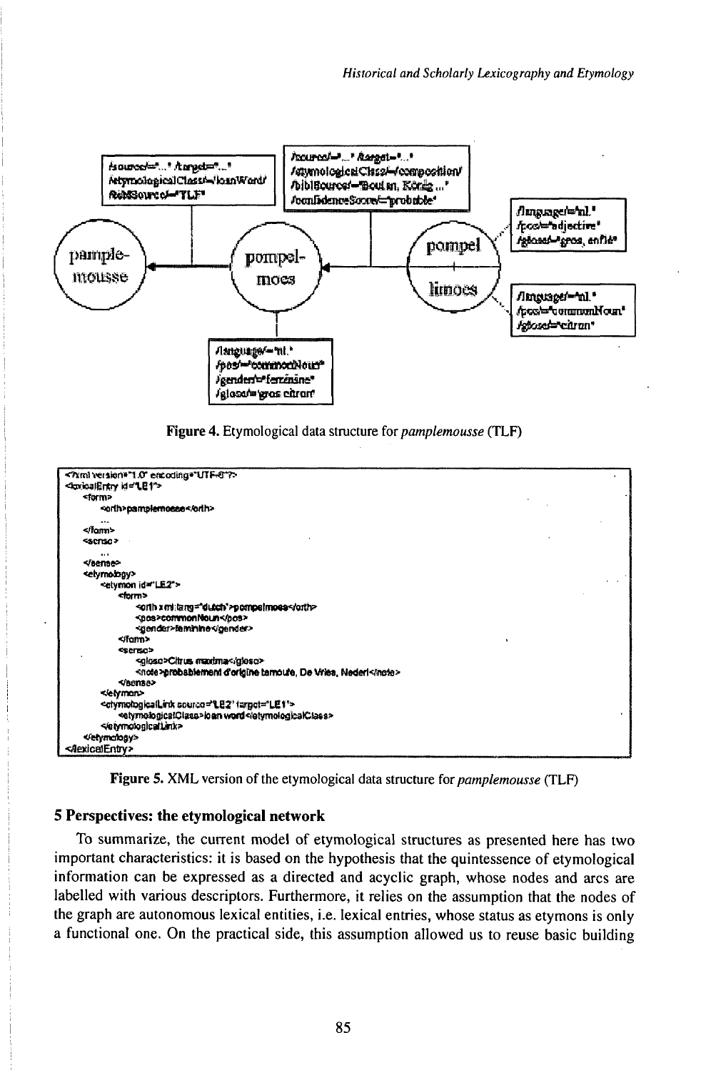Figure 4. Etymological data structure for *pamplemousse* (TLF)

```xml
<?xml version="1.0" encoding="UTF-8"?>
<lexicalEntry id="LE1">
    <form>
        <orth>pamplemousse</orth>
        ...
    </form>
    <sense>
        ...
    </sense>
    <etymology>
        <etymon id="LE2">
            <form>
                <orth xml:lang="dutch">pompelmoes</orth>
                <pos>commonNoun</pos>
                <gender>feminine</gender>
            </form>
            <sense>
                <gloss>Citrus maxima</gloss>
                <note>probablement d'origine tamoule, De Vries, Nederl</note>
            </sense>
        </etymon>
        <etymologicalLink source="LE2" target="LE1">
            <etymologicalClass>loan word</etymologicalClass>
        </etymologicalLink>
    </etymology>
</lexicalEntry>
```

Figure 5. XML version of the etymological data structure for *pamplemousse* (TLF)

## 5 Perspectives: the etymological network

To summarize, the current model of etymological structures as presented here has two important characteristics: it is based on the hypothesis that the quintessence of etymological information can be expressed as a directed and acyclic graph, whose nodes and arcs are labelled with various descriptors. Furthermore, it relies on the assumption that the nodes of the graph are autonomous lexical entities, i.e. lexical entries, whose status as etymons is only a functional one. On the practical side, this assumption allowed us to reuse basic building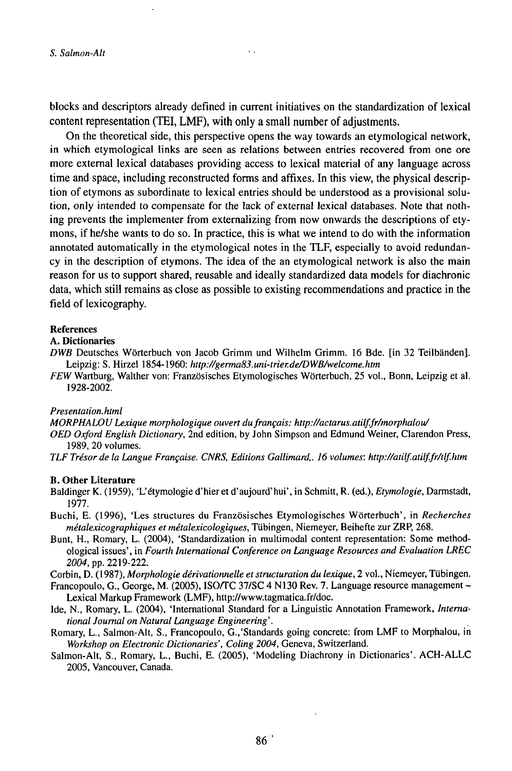blocks and descriptors already defined in current initiatives on the standardization of lexical content representation (TEI, LMF), with only a small number of adjustments.

On the theoretical side, this perspective opens the way towards an etymological network, in which etymological links are seen as relations between entries recovered from one ore more external lexical databases providing access to lexical material of any language across time and space, including reconstructed forms and affixes. In this view, the physical description of etymons as subordinate to lexical entries should be understood as a provisional solution, only intended to compensate for the lack of external lexical databases. Note that nothing prevents the implementer from externalizing from now onwards the descriptions of etymons, if he/she wants to do so. In practice, this is what we intend to do with the information annotated automatically in the etymological notes in the TLF, especially to avoid redundancy in the description of etymons. The idea of the an etymological network is also the main reason for us to support shared, reusable and ideally standardized data models for diachronic data, which still remains as close as possible to existing recommendations and practice in the field of lexicography.

**References**

**A. Dictionaries**

*DWB* Deutsches Wörterbuch von Jacob Grimm und Wilhelm Grimm. 16 Bde. [in 32 Teilbänden]. Leipzig: S. Hirzel 1854-1960: *http://germa83.uni-trier.de/DWB/welcome.htm*

*FEW* Wartburg, Walther von: Französisches Etymologisches Wörterbuch, 25 vol., Bonn, Leipzig et al. 1928-2002.

*Presentation.html*

*MORPHALOU Lexique morphologique ouvert du français: http://actarus.atilf.fr/morphalou/*

*OED Oxford English Dictionary*, 2nd edition, by John Simpson and Edmund Weiner, Clarendon Press, 1989, 20 volumes.

*TLF Trésor de la Langue Française. CNRS, Editions Gallimard,. 16 volumes: http://atilf.atilf.fr/tlf.htm*

**B. Other Literature**

Baldinger K. (1959), 'L'étymologie d'hier et d'aujourd'hui', in Schmitt, R. (ed.), *Etymologie*, Darmstadt, 1977.

Buchi, E. (1996), 'Les structures du Französisches Etymologisches Wörterbuch', in *Recherches métalexicographiques et métalexicologiques*, Tübingen, Niemeyer, Beihefte zur ZRP, 268.

Bunt, H., Romary, L. (2004), 'Standardization in multimodal content representation: Some methodological issues', in *Fourth International Conference on Language Resources and Evaluation LREC 2004*, pp. 2219-222.

Corbin, D. (1987), *Morphologie dérivationnelle et structuration du lexique*, 2 vol., Niemeyer, Tübingen.

Francopoulo, G., George, M. (2005), ISO/TC 37/SC 4 N130 Rev. 7. Language resource management – Lexical Markup Framework (LMF), http://www.tagmatica.fr/doc.

Ide, N., Romary, L. (2004), 'International Standard for a Linguistic Annotation Framework, *International Journal on Natural Language Engineering*'.

Romary, L., Salmon-Alt, S., Francopoulo, G.,'Standards going concrete: from LMF to Morphalou, in *Workshop on Electronic Dictionaries', Coling 2004*, Geneva, Switzerland.

Salmon-Alt, S., Romary, L., Buchi, E. (2005), 'Modeling Diachrony in Dictionaries'. ACH-ALLC 2005, Vancouver, Canada.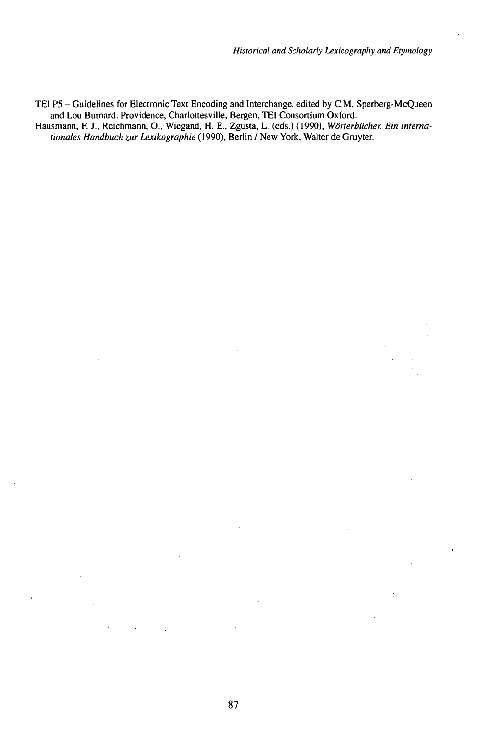TEI P5 – Guidelines for Electronic Text Encoding and Interchange, edited by C.M. Sperberg-McQueen and Lou Burnard. Providence, Charlottesville, Bergen, TEI Consortium Oxford.

Hausmann, F. J., Reichmann, O., Wiegand, H. E., Zgusta, L. (eds.) (1990), *Wörterbücher. Ein internationales Handbuch zur Lexikographie* (1990), Berlin / New York, Walter de Gruyter.